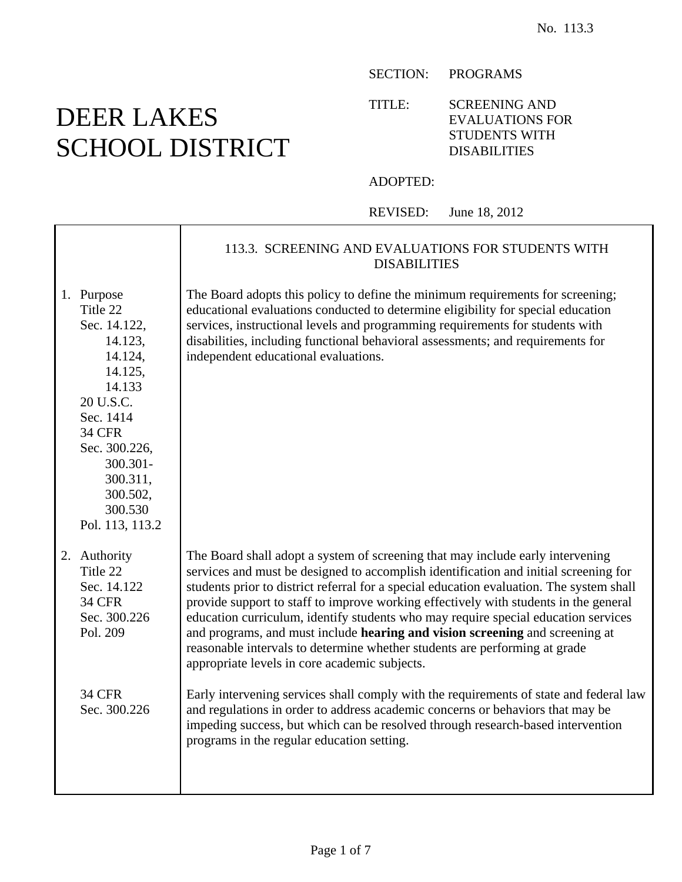No. 113.3

# DEER LAKES SCHOOL DISTRICT

SECTION: PROGRAMS

TITLE: SCREENING AND EVALUATIONS FOR STUDENTS WITH DISABILITIES

ADOPTED:

REVISED: June 18, 2012

## 113.3. SCREENING AND EVALUATIONS FOR STUDENTS WITH DISABILITIES

| | |
|---|---|
| 1. Purpose<br>Title 22<br>Sec. 14.122, 14.123, 14.124, 14.125, 14.133<br>20 U.S.C.<br>Sec. 1414<br>34 CFR<br>Sec. 300.226, 300.301-300.311, 300.502, 300.530<br>Pol. 113, 113.2 | The Board adopts this policy to define the minimum requirements for screening; educational evaluations conducted to determine eligibility for special education services, instructional levels and programming requirements for students with disabilities, including functional behavioral assessments; and requirements for independent educational evaluations. |
| 2. Authority<br>Title 22<br>Sec. 14.122<br>34 CFR<br>Sec. 300.226<br>Pol. 209 | The Board shall adopt a system of screening that may include early intervening services and must be designed to accomplish identification and initial screening for students prior to district referral for a special education evaluation. The system shall provide support to staff to improve working effectively with students in the general education curriculum, identify students who may require special education services and programs, and must include **hearing and vision screening** and screening at reasonable intervals to determine whether students are performing at grade appropriate levels in core academic subjects. |
| 34 CFR<br>Sec. 300.226 | Early intervening services shall comply with the requirements of state and federal law and regulations in order to address academic concerns or behaviors that may be impeding success, but which can be resolved through research-based intervention programs in the regular education setting. |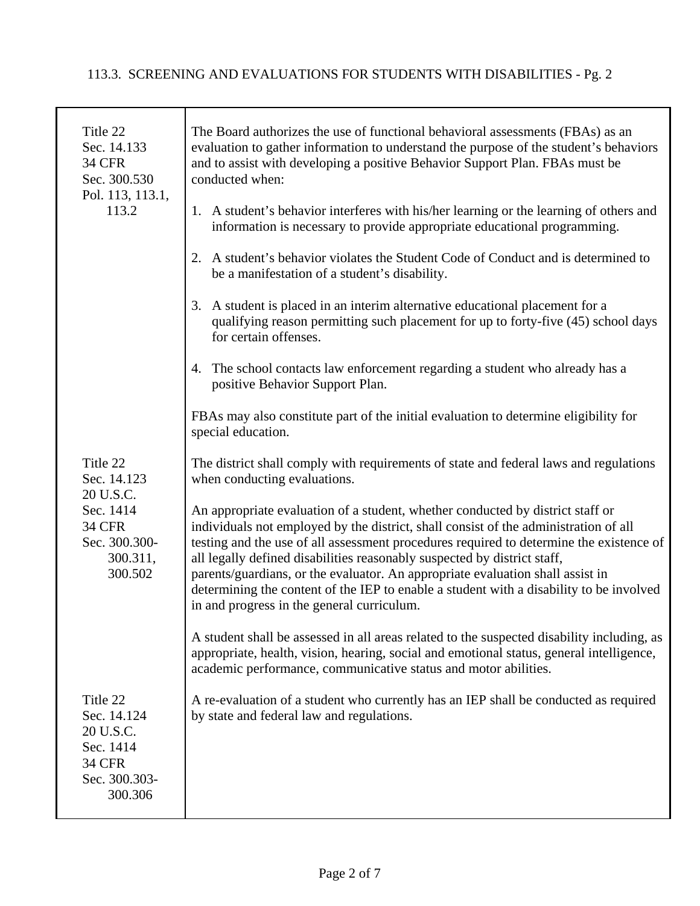| | |
|---|---|
| Title 22<br>Sec. 14.133<br>34 CFR<br>Sec. 300.530<br>Pol. 113, 113.1, 113.2 | The Board authorizes the use of functional behavioral assessments (FBAs) as an evaluation to gather information to understand the purpose of the student's behaviors and to assist with developing a positive Behavior Support Plan. FBAs must be conducted when:<br><br>1. A student's behavior interferes with his/her learning or the learning of others and information is necessary to provide appropriate educational programming.<br><br>2. A student's behavior violates the Student Code of Conduct and is determined to be a manifestation of a student's disability.<br><br>3. A student is placed in an interim alternative educational placement for a qualifying reason permitting such placement for up to forty-five (45) school days for certain offenses.<br><br>4. The school contacts law enforcement regarding a student who already has a positive Behavior Support Plan.<br><br>FBAs may also constitute part of the initial evaluation to determine eligibility for special education. |
| Title 22<br>Sec. 14.123<br>20 U.S.C.<br>Sec. 1414<br>34 CFR<br>Sec. 300.300-300.311, 300.502 | The district shall comply with requirements of state and federal laws and regulations when conducting evaluations.<br><br>An appropriate evaluation of a student, whether conducted by district staff or individuals not employed by the district, shall consist of the administration of all testing and the use of all assessment procedures required to determine the existence of all legally defined disabilities reasonably suspected by district staff, parents/guardians, or the evaluator. An appropriate evaluation shall assist in determining the content of the IEP to enable a student with a disability to be involved in and progress in the general curriculum.<br><br>A student shall be assessed in all areas related to the suspected disability including, as appropriate, health, vision, hearing, social and emotional status, general intelligence, academic performance, communicative status and motor abilities. |
| Title 22<br>Sec. 14.124<br>20 U.S.C.<br>Sec. 1414<br>34 CFR<br>Sec. 300.303-300.306 | A re-evaluation of a student who currently has an IEP shall be conducted as required by state and federal law and regulations. |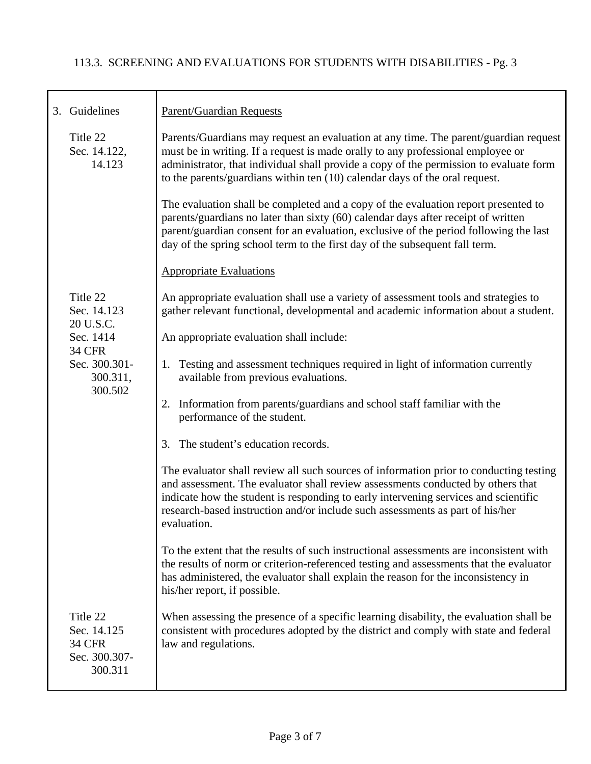113.3. SCREENING AND EVALUATIONS FOR STUDENTS WITH DISABILITIES - Pg. 3

| 3. Guidelines | Parent/Guardian Requests |
|---|---|
| Title 22 Sec. 14.122, 14.123 | Parents/Guardians may request an evaluation at any time. The parent/guardian request must be in writing. If a request is made orally to any professional employee or administrator, that individual shall provide a copy of the permission to evaluate form to the parents/guardians within ten (10) calendar days of the oral request.<br><br>The evaluation shall be completed and a copy of the evaluation report presented to parents/guardians no later than sixty (60) calendar days after receipt of written parent/guardian consent for an evaluation, exclusive of the period following the last day of the spring school term to the first day of the subsequent fall term.<br><br><u>Appropriate Evaluations</u> |
| Title 22 Sec. 14.123 20 U.S.C. Sec. 1414 34 CFR Sec. 300.301-300.311, 300.502 | An appropriate evaluation shall use a variety of assessment tools and strategies to gather relevant functional, developmental and academic information about a student.<br><br>An appropriate evaluation shall include:<br><br>1. Testing and assessment techniques required in light of information currently available from previous evaluations.<br><br>2. Information from parents/guardians and school staff familiar with the performance of the student.<br><br>3. The student's education records.<br><br>The evaluator shall review all such sources of information prior to conducting testing and assessment. The evaluator shall review assessments conducted by others that indicate how the student is responding to early intervening services and scientific research-based instruction and/or include such assessments as part of his/her evaluation.<br><br>To the extent that the results of such instructional assessments are inconsistent with the results of norm or criterion-referenced testing and assessments that the evaluator has administered, the evaluator shall explain the reason for the inconsistency in his/her report, if possible. |
| Title 22 Sec. 14.125 34 CFR Sec. 300.307-300.311 | When assessing the presence of a specific learning disability, the evaluation shall be consistent with procedures adopted by the district and comply with state and federal law and regulations. |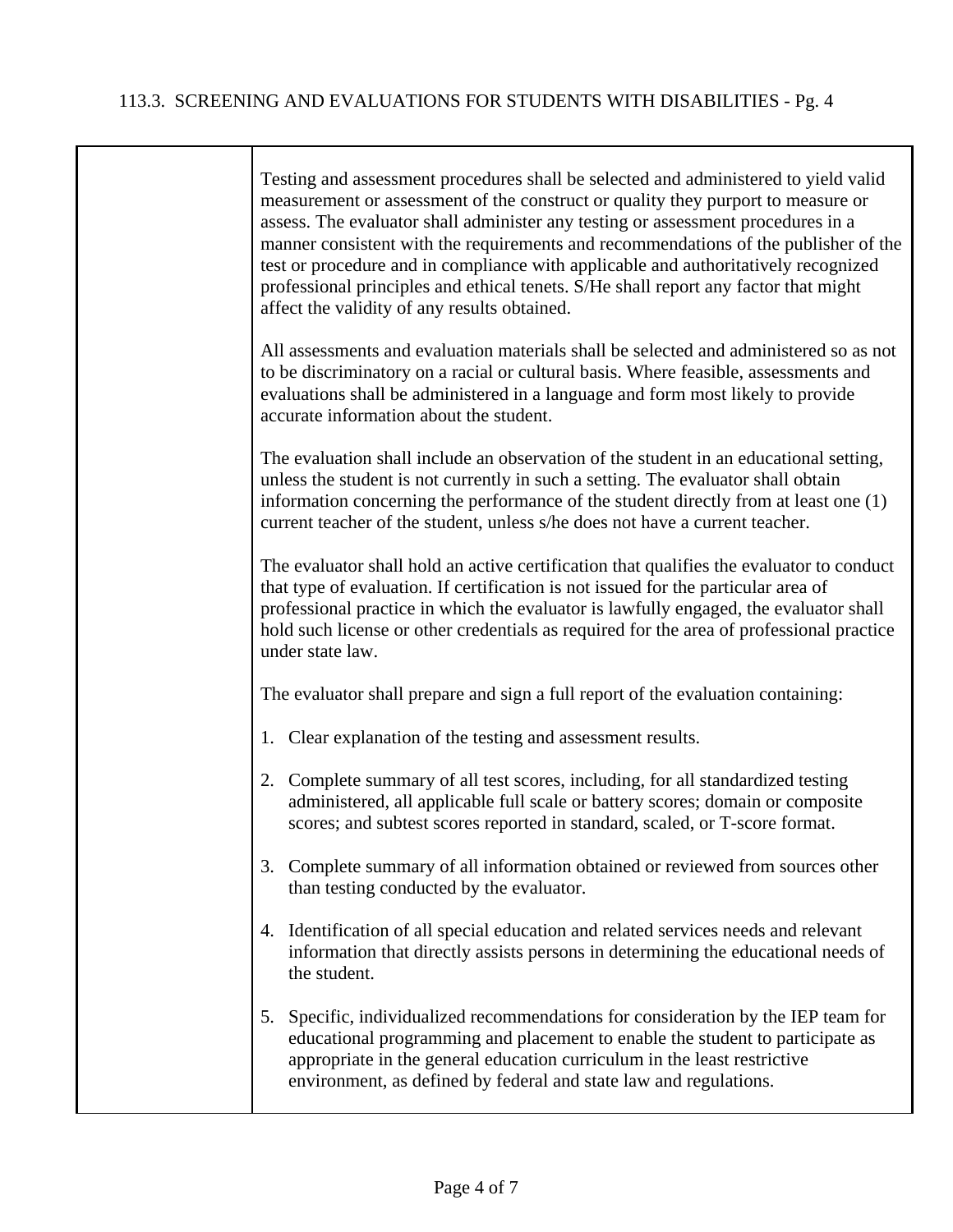Testing and assessment procedures shall be selected and administered to yield valid measurement or assessment of the construct or quality they purport to measure or assess. The evaluator shall administer any testing or assessment procedures in a manner consistent with the requirements and recommendations of the publisher of the test or procedure and in compliance with applicable and authoritatively recognized professional principles and ethical tenets. S/He shall report any factor that might affect the validity of any results obtained.

All assessments and evaluation materials shall be selected and administered so as not to be discriminatory on a racial or cultural basis. Where feasible, assessments and evaluations shall be administered in a language and form most likely to provide accurate information about the student.

The evaluation shall include an observation of the student in an educational setting, unless the student is not currently in such a setting. The evaluator shall obtain information concerning the performance of the student directly from at least one (1) current teacher of the student, unless s/he does not have a current teacher.

The evaluator shall hold an active certification that qualifies the evaluator to conduct that type of evaluation. If certification is not issued for the particular area of professional practice in which the evaluator is lawfully engaged, the evaluator shall hold such license or other credentials as required for the area of professional practice under state law.

The evaluator shall prepare and sign a full report of the evaluation containing:

1. Clear explanation of the testing and assessment results.

2. Complete summary of all test scores, including, for all standardized testing administered, all applicable full scale or battery scores; domain or composite scores; and subtest scores reported in standard, scaled, or T-score format.

3. Complete summary of all information obtained or reviewed from sources other than testing conducted by the evaluator.

4. Identification of all special education and related services needs and relevant information that directly assists persons in determining the educational needs of the student.

5. Specific, individualized recommendations for consideration by the IEP team for educational programming and placement to enable the student to participate as appropriate in the general education curriculum in the least restrictive environment, as defined by federal and state law and regulations.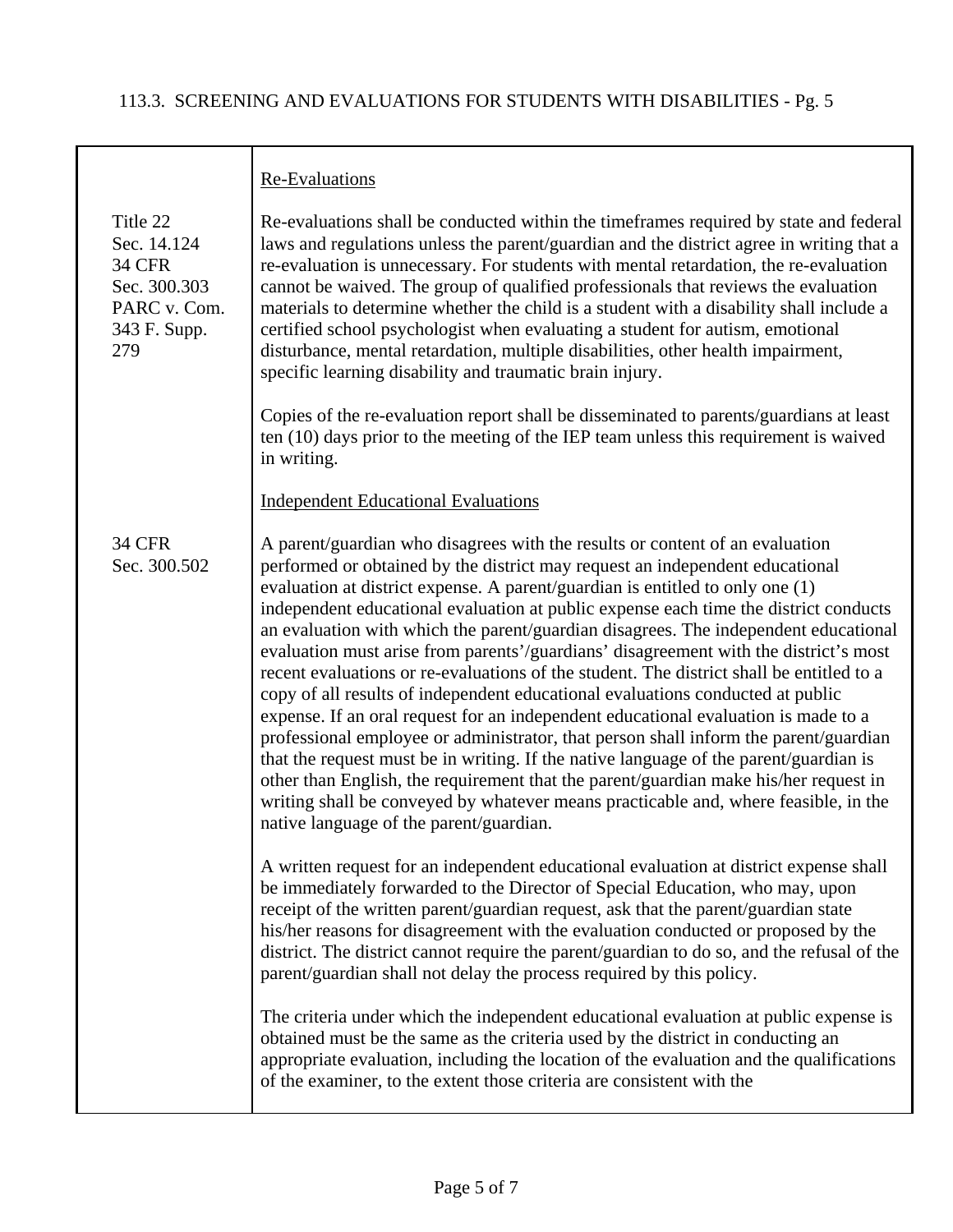| | |
|---|---|
| | Re-Evaluations |
| Title 22<br>Sec. 14.124<br>34 CFR<br>Sec. 300.303<br>PARC v. Com.<br>343 F. Supp.<br>279 | Re-evaluations shall be conducted within the timeframes required by state and federal laws and regulations unless the parent/guardian and the district agree in writing that a re-evaluation is unnecessary. For students with mental retardation, the re-evaluation cannot be waived. The group of qualified professionals that reviews the evaluation materials to determine whether the child is a student with a disability shall include a certified school psychologist when evaluating a student for autism, emotional disturbance, mental retardation, multiple disabilities, other health impairment, specific learning disability and traumatic brain injury. |
| | Copies of the re-evaluation report shall be disseminated to parents/guardians at least ten (10) days prior to the meeting of the IEP team unless this requirement is waived in writing. |
| | Independent Educational Evaluations |
| 34 CFR<br>Sec. 300.502 | A parent/guardian who disagrees with the results or content of an evaluation performed or obtained by the district may request an independent educational evaluation at district expense. A parent/guardian is entitled to only one (1) independent educational evaluation at public expense each time the district conducts an evaluation with which the parent/guardian disagrees. The independent educational evaluation must arise from parents'/guardians' disagreement with the district's most recent evaluations or re-evaluations of the student. The district shall be entitled to a copy of all results of independent educational evaluations conducted at public expense. If an oral request for an independent educational evaluation is made to a professional employee or administrator, that person shall inform the parent/guardian that the request must be in writing. If the native language of the parent/guardian is other than English, the requirement that the parent/guardian make his/her request in writing shall be conveyed by whatever means practicable and, where feasible, in the native language of the parent/guardian. |
| | A written request for an independent educational evaluation at district expense shall be immediately forwarded to the Director of Special Education, who may, upon receipt of the written parent/guardian request, ask that the parent/guardian state his/her reasons for disagreement with the evaluation conducted or proposed by the district. The district cannot require the parent/guardian to do so, and the refusal of the parent/guardian shall not delay the process required by this policy. |
| | The criteria under which the independent educational evaluation at public expense is obtained must be the same as the criteria used by the district in conducting an appropriate evaluation, including the location of the evaluation and the qualifications of the examiner, to the extent those criteria are consistent with the |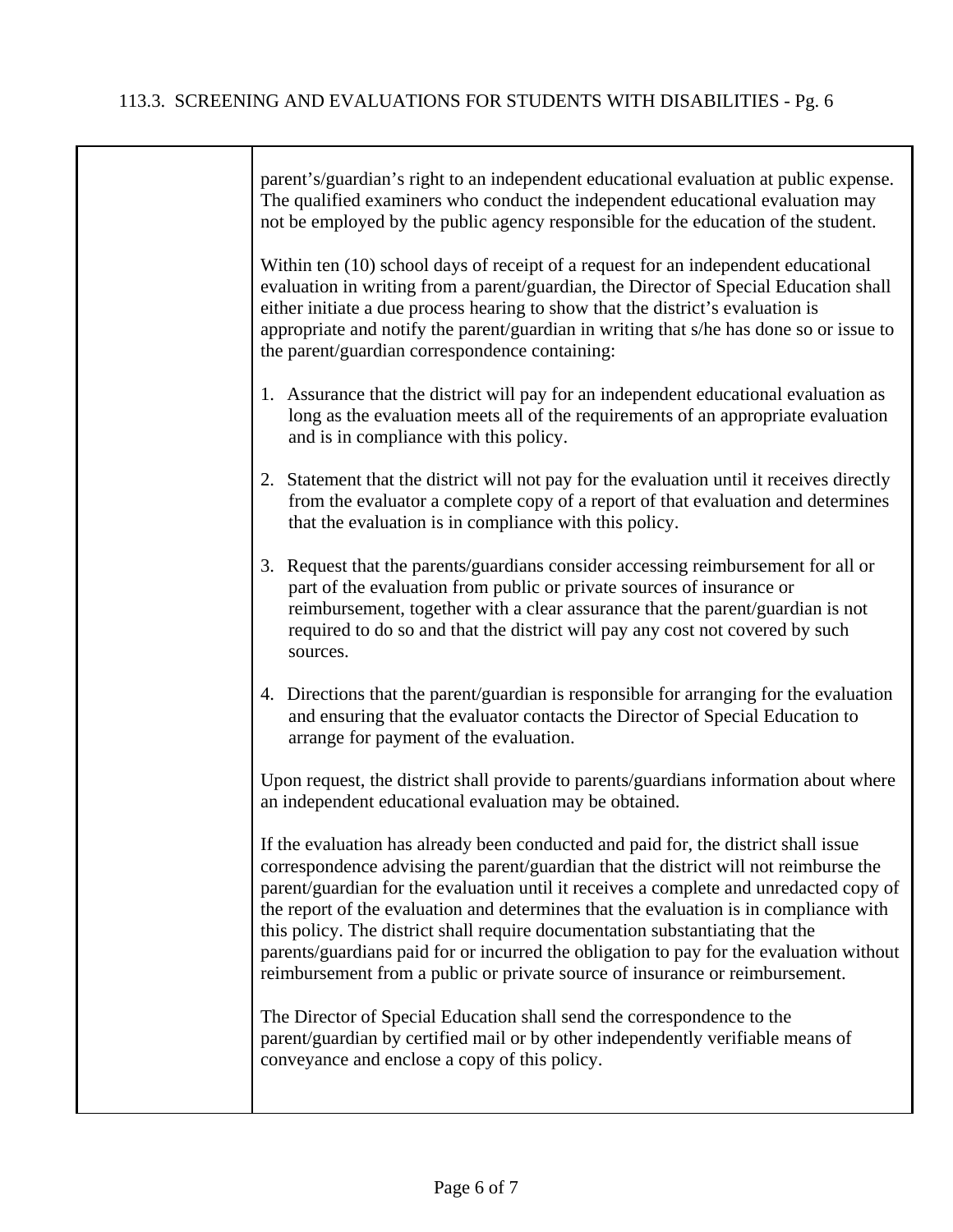parent's/guardian's right to an independent educational evaluation at public expense. The qualified examiners who conduct the independent educational evaluation may not be employed by the public agency responsible for the education of the student.

Within ten (10) school days of receipt of a request for an independent educational evaluation in writing from a parent/guardian, the Director of Special Education shall either initiate a due process hearing to show that the district's evaluation is appropriate and notify the parent/guardian in writing that s/he has done so or issue to the parent/guardian correspondence containing:

1. Assurance that the district will pay for an independent educational evaluation as long as the evaluation meets all of the requirements of an appropriate evaluation and is in compliance with this policy.

2. Statement that the district will not pay for the evaluation until it receives directly from the evaluator a complete copy of a report of that evaluation and determines that the evaluation is in compliance with this policy.

3. Request that the parents/guardians consider accessing reimbursement for all or part of the evaluation from public or private sources of insurance or reimbursement, together with a clear assurance that the parent/guardian is not required to do so and that the district will pay any cost not covered by such sources.

4. Directions that the parent/guardian is responsible for arranging for the evaluation and ensuring that the evaluator contacts the Director of Special Education to arrange for payment of the evaluation.

Upon request, the district shall provide to parents/guardians information about where an independent educational evaluation may be obtained.

If the evaluation has already been conducted and paid for, the district shall issue correspondence advising the parent/guardian that the district will not reimburse the parent/guardian for the evaluation until it receives a complete and unredacted copy of the report of the evaluation and determines that the evaluation is in compliance with this policy. The district shall require documentation substantiating that the parents/guardians paid for or incurred the obligation to pay for the evaluation without reimbursement from a public or private source of insurance or reimbursement.

The Director of Special Education shall send the correspondence to the parent/guardian by certified mail or by other independently verifiable means of conveyance and enclose a copy of this policy.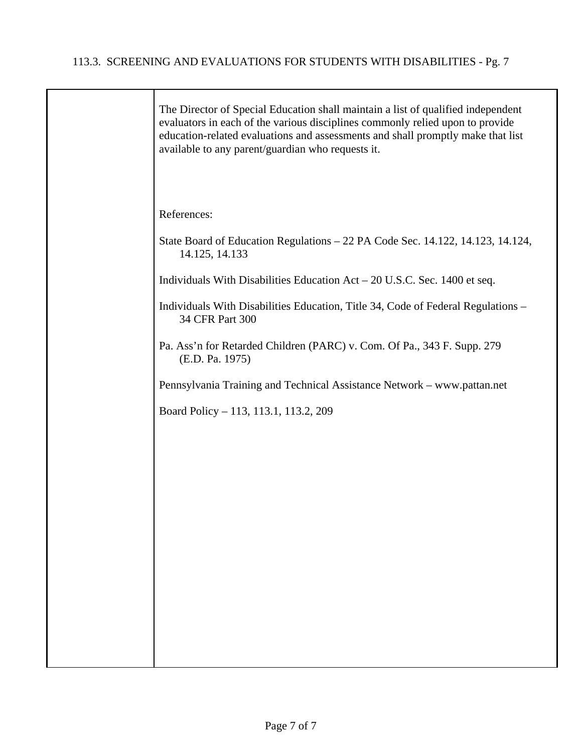The Director of Special Education shall maintain a list of qualified independent evaluators in each of the various disciplines commonly relied upon to provide education-related evaluations and assessments and shall promptly make that list available to any parent/guardian who requests it.

References:

State Board of Education Regulations – 22 PA Code Sec. 14.122, 14.123, 14.124, 14.125, 14.133

Individuals With Disabilities Education Act – 20 U.S.C. Sec. 1400 et seq.

Individuals With Disabilities Education, Title 34, Code of Federal Regulations – 34 CFR Part 300

Pa. Ass'n for Retarded Children (PARC) v. Com. Of Pa., 343 F. Supp. 279 (E.D. Pa. 1975)

Pennsylvania Training and Technical Assistance Network – www.pattan.net

Board Policy – 113, 113.1, 113.2, 209